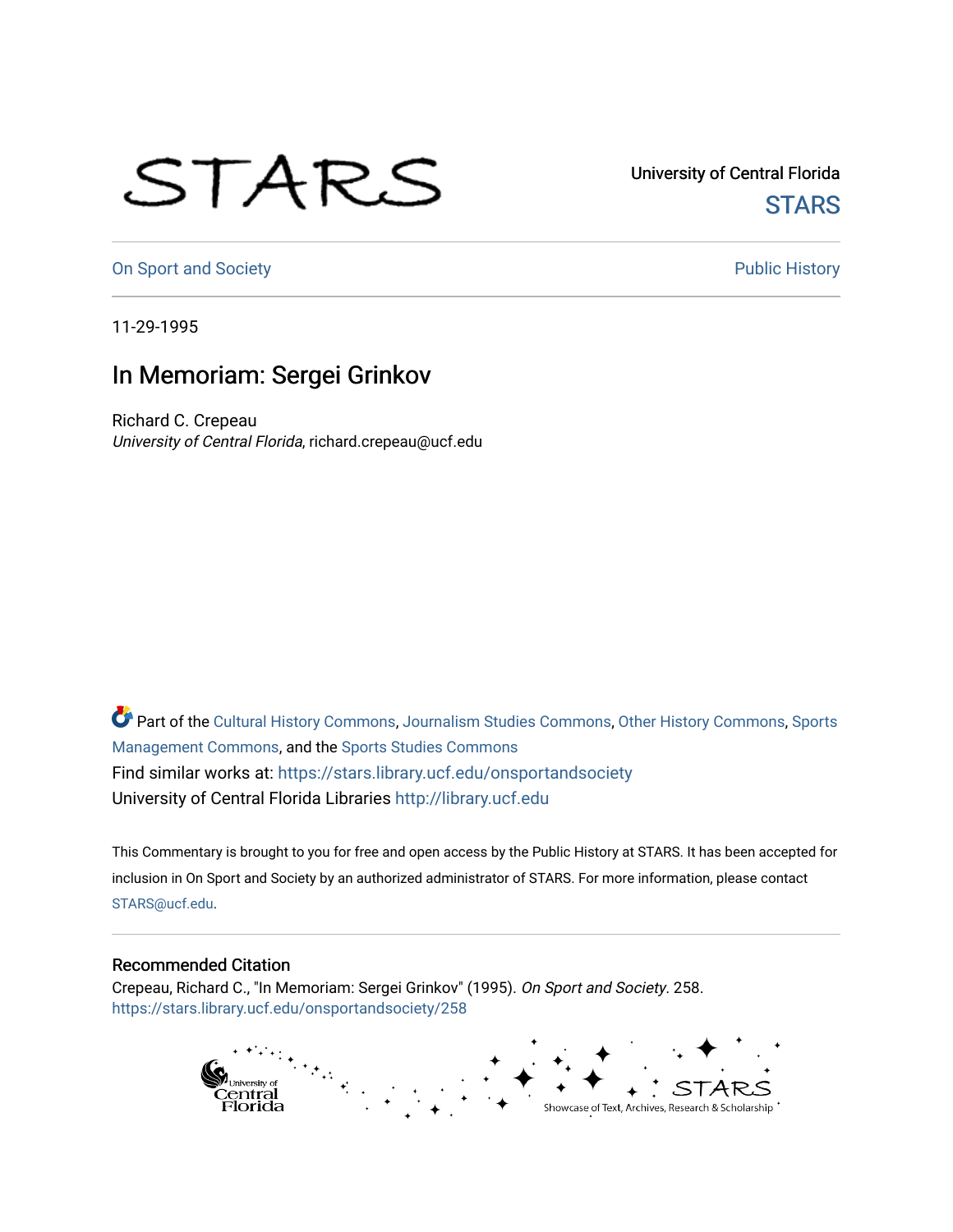University of Central Florida

STARS

On Sport and Society

Public History

11-29-1995

# In Memoriam: Sergei Grinkov

Richard C. Crepeau
*University of Central Florida*, richard.crepeau@ucf.edu

Part of the Cultural History Commons, Journalism Studies Commons, Other History Commons, Sports Management Commons, and the Sports Studies Commons
Find similar works at: https://stars.library.ucf.edu/onsportandsociety
University of Central Florida Libraries http://library.ucf.edu

This Commentary is brought to you for free and open access by the Public History at STARS. It has been accepted for inclusion in On Sport and Society by an authorized administrator of STARS. For more information, please contact STARS@ucf.edu.

## Recommended Citation

Crepeau, Richard C., "In Memoriam: Sergei Grinkov" (1995). *On Sport and Society*. 258.
https://stars.library.ucf.edu/onsportandsociety/258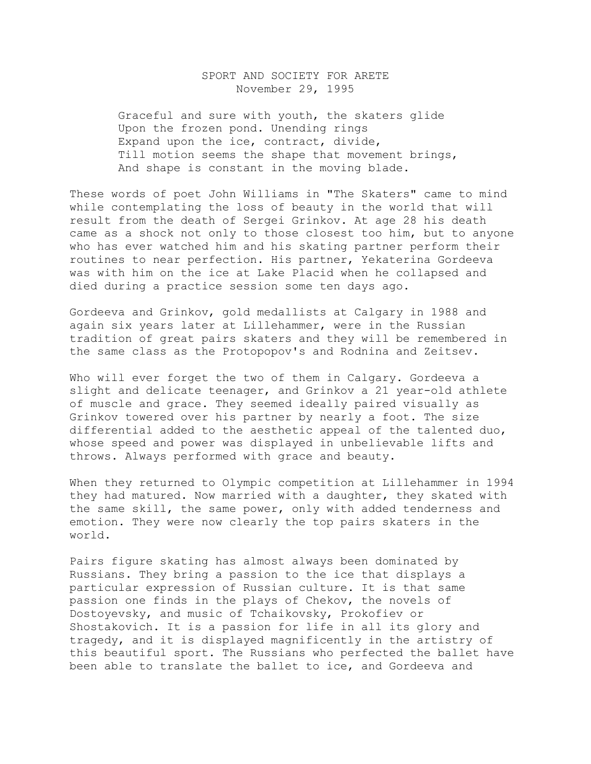SPORT AND SOCIETY FOR ARETE
November 29, 1995

> Graceful and sure with youth, the skaters glide
> Upon the frozen pond. Unending rings
> Expand upon the ice, contract, divide,
> Till motion seems the shape that movement brings,
> And shape is constant in the moving blade.

These words of poet John Williams in "The Skaters" came to mind while contemplating the loss of beauty in the world that will result from the death of Sergei Grinkov. At age 28 his death came as a shock not only to those closest too him, but to anyone who has ever watched him and his skating partner perform their routines to near perfection. His partner, Yekaterina Gordeeva was with him on the ice at Lake Placid when he collapsed and died during a practice session some ten days ago.

Gordeeva and Grinkov, gold medallists at Calgary in 1988 and again six years later at Lillehammer, were in the Russian tradition of great pairs skaters and they will be remembered in the same class as the Protopopov's and Rodnina and Zeitsev.

Who will ever forget the two of them in Calgary. Gordeeva a slight and delicate teenager, and Grinkov a 21 year-old athlete of muscle and grace. They seemed ideally paired visually as Grinkov towered over his partner by nearly a foot. The size differential added to the aesthetic appeal of the talented duo, whose speed and power was displayed in unbelievable lifts and throws. Always performed with grace and beauty.

When they returned to Olympic competition at Lillehammer in 1994 they had matured. Now married with a daughter, they skated with the same skill, the same power, only with added tenderness and emotion. They were now clearly the top pairs skaters in the world.

Pairs figure skating has almost always been dominated by Russians. They bring a passion to the ice that displays a particular expression of Russian culture. It is that same passion one finds in the plays of Chekov, the novels of Dostoyevsky, and music of Tchaikovsky, Prokofiev or Shostakovich. It is a passion for life in all its glory and tragedy, and it is displayed magnificently in the artistry of this beautiful sport. The Russians who perfected the ballet have been able to translate the ballet to ice, and Gordeeva and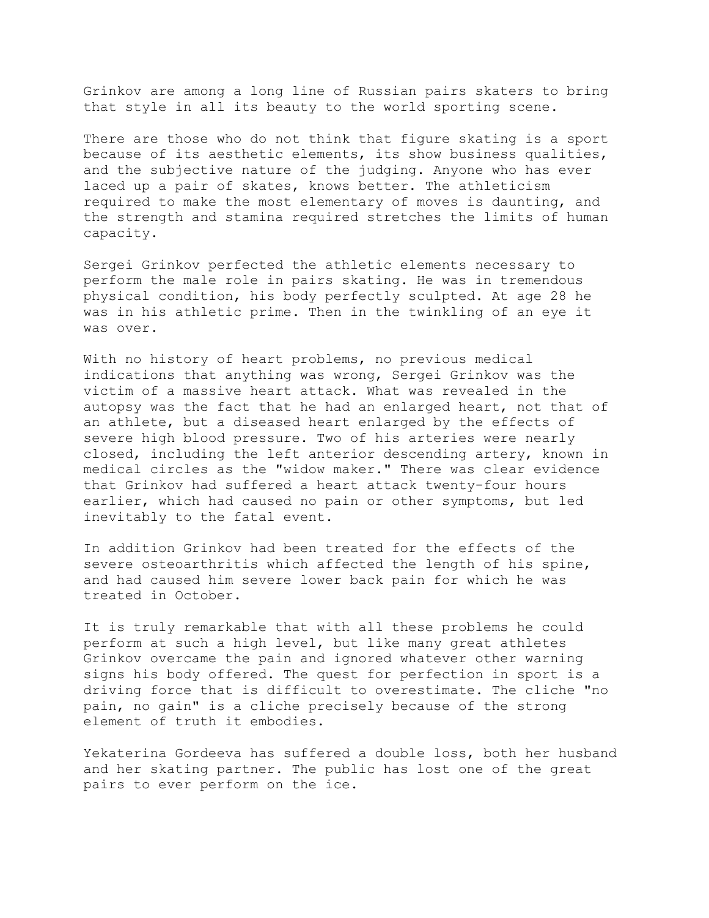Grinkov are among a long line of Russian pairs skaters to bring that style in all its beauty to the world sporting scene.

There are those who do not think that figure skating is a sport because of its aesthetic elements, its show business qualities, and the subjective nature of the judging. Anyone who has ever laced up a pair of skates, knows better. The athleticism required to make the most elementary of moves is daunting, and the strength and stamina required stretches the limits of human capacity.

Sergei Grinkov perfected the athletic elements necessary to perform the male role in pairs skating. He was in tremendous physical condition, his body perfectly sculpted. At age 28 he was in his athletic prime. Then in the twinkling of an eye it was over.

With no history of heart problems, no previous medical indications that anything was wrong, Sergei Grinkov was the victim of a massive heart attack. What was revealed in the autopsy was the fact that he had an enlarged heart, not that of an athlete, but a diseased heart enlarged by the effects of severe high blood pressure. Two of his arteries were nearly closed, including the left anterior descending artery, known in medical circles as the "widow maker." There was clear evidence that Grinkov had suffered a heart attack twenty-four hours earlier, which had caused no pain or other symptoms, but led inevitably to the fatal event.

In addition Grinkov had been treated for the effects of the severe osteoarthritis which affected the length of his spine, and had caused him severe lower back pain for which he was treated in October.

It is truly remarkable that with all these problems he could perform at such a high level, but like many great athletes Grinkov overcame the pain and ignored whatever other warning signs his body offered. The quest for perfection in sport is a driving force that is difficult to overestimate. The cliche "no pain, no gain" is a cliche precisely because of the strong element of truth it embodies.

Yekaterina Gordeeva has suffered a double loss, both her husband and her skating partner. The public has lost one of the great pairs to ever perform on the ice.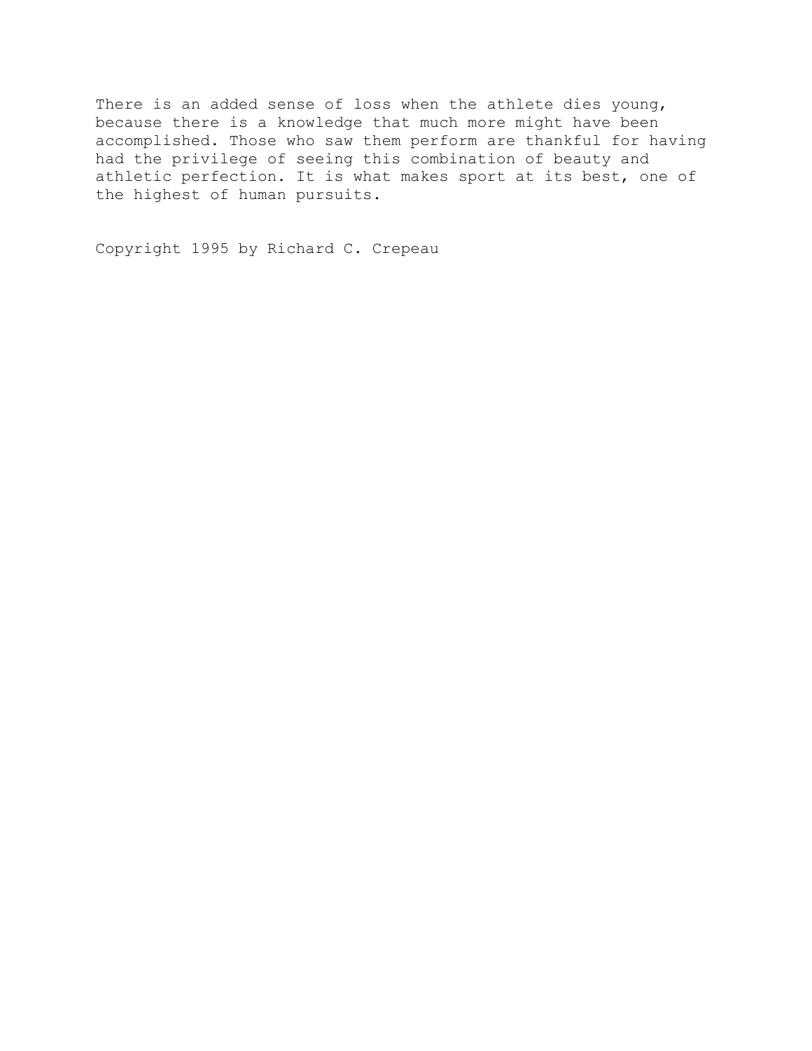There is an added sense of loss when the athlete dies young, because there is a knowledge that much more might have been accomplished. Those who saw them perform are thankful for having had the privilege of seeing this combination of beauty and athletic perfection. It is what makes sport at its best, one of the highest of human pursuits.

Copyright 1995 by Richard C. Crepeau